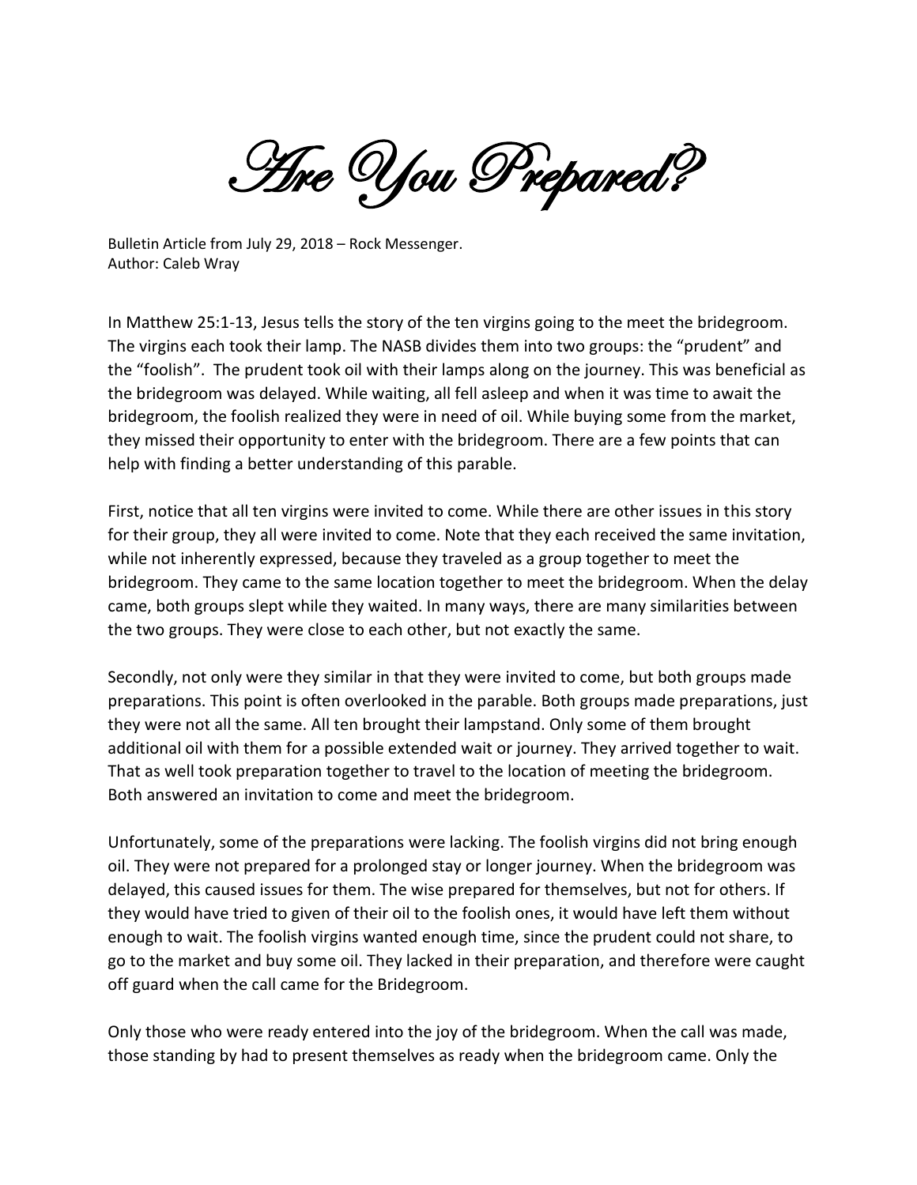# Are You Prepared?

Bulletin Article from July 29, 2018 – Rock Messenger.
Author: Caleb Wray

In Matthew 25:1-13, Jesus tells the story of the ten virgins going to the meet the bridegroom. The virgins each took their lamp. The NASB divides them into two groups: the "prudent" and the "foolish". The prudent took oil with their lamps along on the journey. This was beneficial as the bridegroom was delayed. While waiting, all fell asleep and when it was time to await the bridegroom, the foolish realized they were in need of oil. While buying some from the market, they missed their opportunity to enter with the bridegroom. There are a few points that can help with finding a better understanding of this parable.

First, notice that all ten virgins were invited to come. While there are other issues in this story for their group, they all were invited to come. Note that they each received the same invitation, while not inherently expressed, because they traveled as a group together to meet the bridegroom. They came to the same location together to meet the bridegroom. When the delay came, both groups slept while they waited. In many ways, there are many similarities between the two groups. They were close to each other, but not exactly the same.

Secondly, not only were they similar in that they were invited to come, but both groups made preparations. This point is often overlooked in the parable. Both groups made preparations, just they were not all the same. All ten brought their lampstand. Only some of them brought additional oil with them for a possible extended wait or journey. They arrived together to wait. That as well took preparation together to travel to the location of meeting the bridegroom. Both answered an invitation to come and meet the bridegroom.

Unfortunately, some of the preparations were lacking. The foolish virgins did not bring enough oil. They were not prepared for a prolonged stay or longer journey. When the bridegroom was delayed, this caused issues for them. The wise prepared for themselves, but not for others. If they would have tried to given of their oil to the foolish ones, it would have left them without enough to wait. The foolish virgins wanted enough time, since the prudent could not share, to go to the market and buy some oil. They lacked in their preparation, and therefore were caught off guard when the call came for the Bridegroom.

Only those who were ready entered into the joy of the bridegroom. When the call was made, those standing by had to present themselves as ready when the bridegroom came. Only the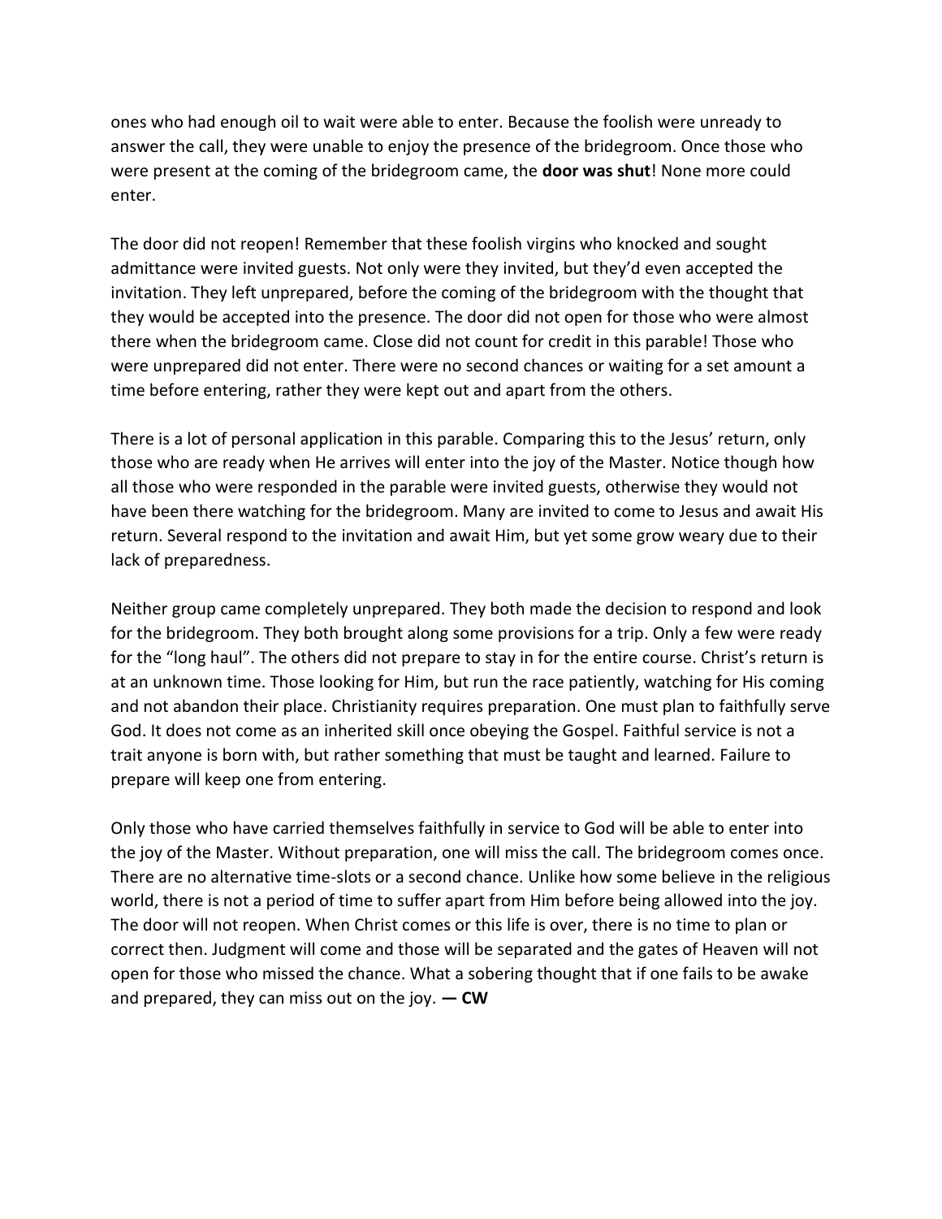ones who had enough oil to wait were able to enter. Because the foolish were unready to answer the call, they were unable to enjoy the presence of the bridegroom. Once those who were present at the coming of the bridegroom came, the **door was shut**! None more could enter.

The door did not reopen! Remember that these foolish virgins who knocked and sought admittance were invited guests. Not only were they invited, but they'd even accepted the invitation. They left unprepared, before the coming of the bridegroom with the thought that they would be accepted into the presence. The door did not open for those who were almost there when the bridegroom came. Close did not count for credit in this parable! Those who were unprepared did not enter. There were no second chances or waiting for a set amount a time before entering, rather they were kept out and apart from the others.

There is a lot of personal application in this parable. Comparing this to the Jesus' return, only those who are ready when He arrives will enter into the joy of the Master. Notice though how all those who were responded in the parable were invited guests, otherwise they would not have been there watching for the bridegroom. Many are invited to come to Jesus and await His return. Several respond to the invitation and await Him, but yet some grow weary due to their lack of preparedness.

Neither group came completely unprepared. They both made the decision to respond and look for the bridegroom. They both brought along some provisions for a trip. Only a few were ready for the "long haul". The others did not prepare to stay in for the entire course. Christ's return is at an unknown time. Those looking for Him, but run the race patiently, watching for His coming and not abandon their place. Christianity requires preparation. One must plan to faithfully serve God. It does not come as an inherited skill once obeying the Gospel. Faithful service is not a trait anyone is born with, but rather something that must be taught and learned. Failure to prepare will keep one from entering.

Only those who have carried themselves faithfully in service to God will be able to enter into the joy of the Master. Without preparation, one will miss the call. The bridegroom comes once. There are no alternative time-slots or a second chance. Unlike how some believe in the religious world, there is not a period of time to suffer apart from Him before being allowed into the joy. The door will not reopen. When Christ comes or this life is over, there is no time to plan or correct then. Judgment will come and those will be separated and the gates of Heaven will not open for those who missed the chance. What a sobering thought that if one fails to be awake and prepared, they can miss out on the joy. **— CW**